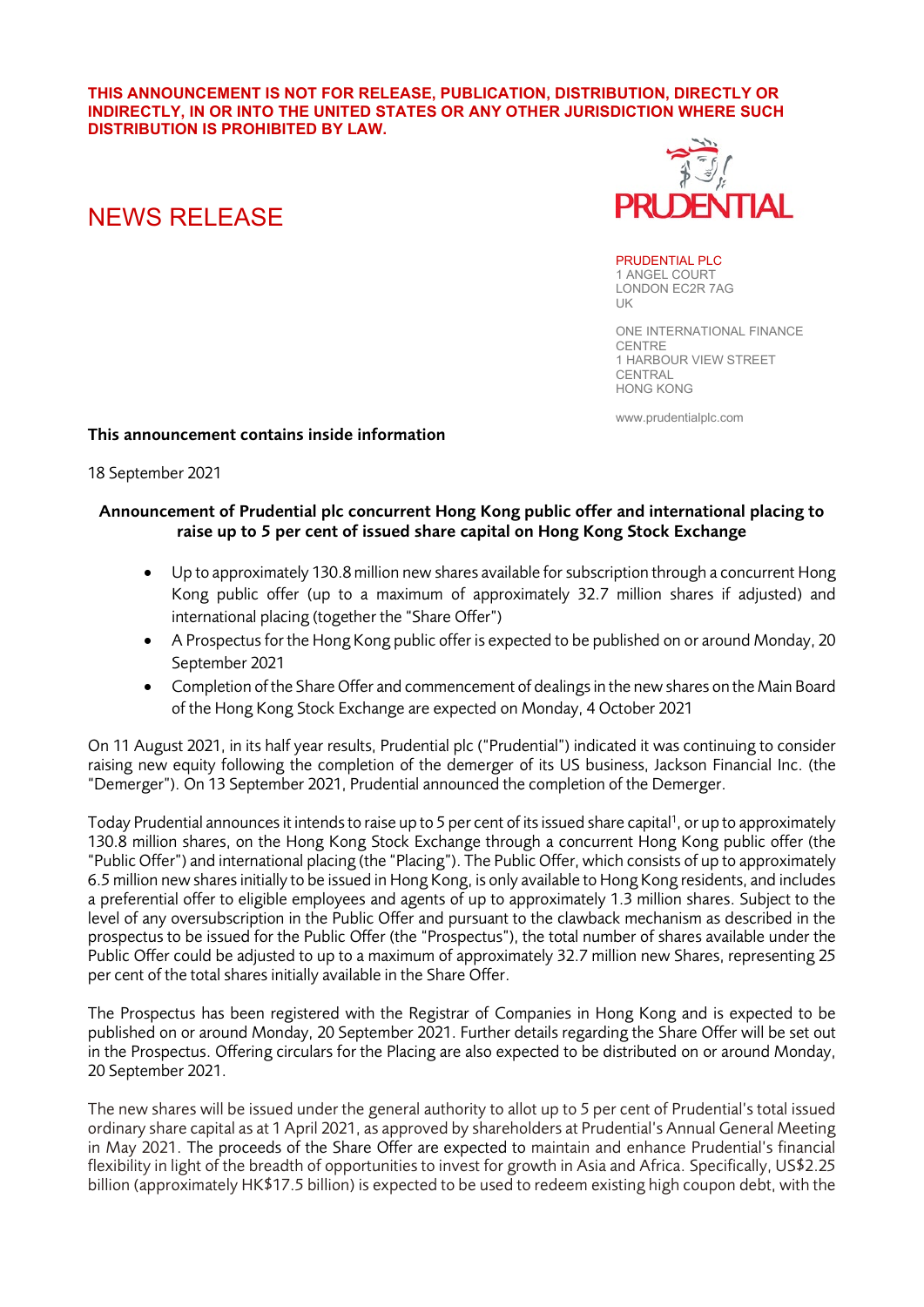**THIS ANNOUNCEMENT IS NOT FOR RELEASE, PUBLICATION, DISTRIBUTION, DIRECTLY OR INDIRECTLY, IN OR INTO THE UNITED STATES OR ANY OTHER JURISDICTION WHERE SUCH DISTRIBUTION IS PROHIBITED BY LAW.**

# NEWS RELEASE

PRUDENTIAL PLC
1 ANGEL COURT
LONDON EC2R 7AG
UK

ONE INTERNATIONAL FINANCE CENTRE
1 HARBOUR VIEW STREET
CENTRAL
HONG KONG

www.prudentialplc.com

**This announcement contains inside information**

18 September 2021

## Announcement of Prudential plc concurrent Hong Kong public offer and international placing to raise up to 5 per cent of issued share capital on Hong Kong Stock Exchange

- Up to approximately 130.8 million new shares available for subscription through a concurrent Hong Kong public offer (up to a maximum of approximately 32.7 million shares if adjusted) and international placing (together the "Share Offer")
- A Prospectus for the Hong Kong public offer is expected to be published on or around Monday, 20 September 2021
- Completion of the Share Offer and commencement of dealings in the new shares on the Main Board of the Hong Kong Stock Exchange are expected on Monday, 4 October 2021

On 11 August 2021, in its half year results, Prudential plc ("Prudential") indicated it was continuing to consider raising new equity following the completion of the demerger of its US business, Jackson Financial Inc. (the "Demerger"). On 13 September 2021, Prudential announced the completion of the Demerger.

Today Prudential announces it intends to raise up to 5 per cent of its issued share capital[1], or up to approximately 130.8 million shares, on the Hong Kong Stock Exchange through a concurrent Hong Kong public offer (the "Public Offer") and international placing (the "Placing"). The Public Offer, which consists of up to approximately 6.5 million new shares initially to be issued in Hong Kong, is only available to Hong Kong residents, and includes a preferential offer to eligible employees and agents of up to approximately 1.3 million shares. Subject to the level of any oversubscription in the Public Offer and pursuant to the clawback mechanism as described in the prospectus to be issued for the Public Offer (the "Prospectus"), the total number of shares available under the Public Offer could be adjusted to up to a maximum of approximately 32.7 million new Shares, representing 25 per cent of the total shares initially available in the Share Offer.

The Prospectus has been registered with the Registrar of Companies in Hong Kong and is expected to be published on or around Monday, 20 September 2021. Further details regarding the Share Offer will be set out in the Prospectus. Offering circulars for the Placing are also expected to be distributed on or around Monday, 20 September 2021.

The new shares will be issued under the general authority to allot up to 5 per cent of Prudential's total issued ordinary share capital as at 1 April 2021, as approved by shareholders at Prudential's Annual General Meeting in May 2021. The proceeds of the Share Offer are expected to maintain and enhance Prudential's financial flexibility in light of the breadth of opportunities to invest for growth in Asia and Africa. Specifically, US$2.25 billion (approximately HK$17.5 billion) is expected to be used to redeem existing high coupon debt, with the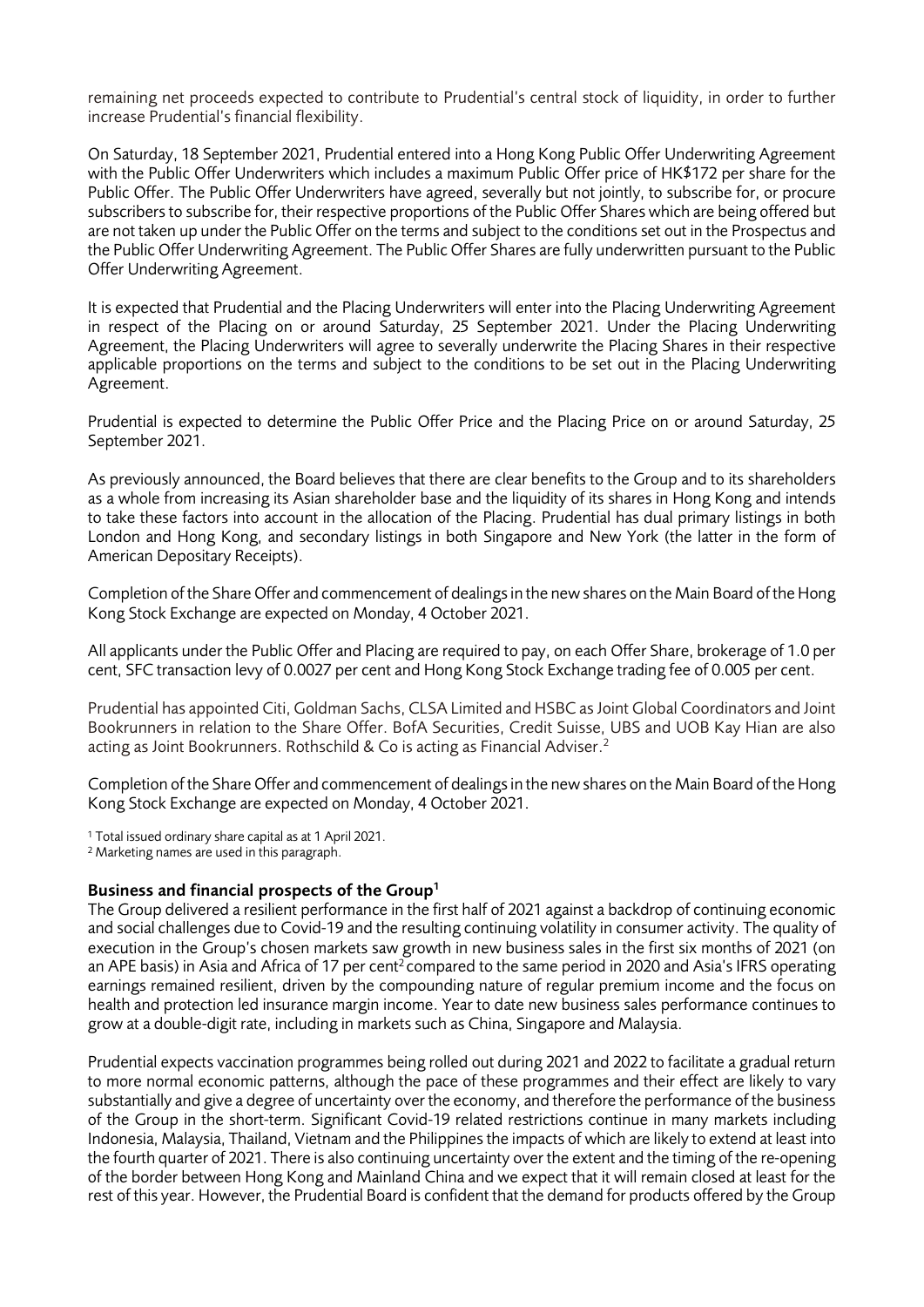remaining net proceeds expected to contribute to Prudential's central stock of liquidity, in order to further increase Prudential's financial flexibility.

On Saturday, 18 September 2021, Prudential entered into a Hong Kong Public Offer Underwriting Agreement with the Public Offer Underwriters which includes a maximum Public Offer price of HK$172 per share for the Public Offer. The Public Offer Underwriters have agreed, severally but not jointly, to subscribe for, or procure subscribers to subscribe for, their respective proportions of the Public Offer Shares which are being offered but are not taken up under the Public Offer on the terms and subject to the conditions set out in the Prospectus and the Public Offer Underwriting Agreement. The Public Offer Shares are fully underwritten pursuant to the Public Offer Underwriting Agreement.

It is expected that Prudential and the Placing Underwriters will enter into the Placing Underwriting Agreement in respect of the Placing on or around Saturday, 25 September 2021. Under the Placing Underwriting Agreement, the Placing Underwriters will agree to severally underwrite the Placing Shares in their respective applicable proportions on the terms and subject to the conditions to be set out in the Placing Underwriting Agreement.

Prudential is expected to determine the Public Offer Price and the Placing Price on or around Saturday, 25 September 2021.

As previously announced, the Board believes that there are clear benefits to the Group and to its shareholders as a whole from increasing its Asian shareholder base and the liquidity of its shares in Hong Kong and intends to take these factors into account in the allocation of the Placing. Prudential has dual primary listings in both London and Hong Kong, and secondary listings in both Singapore and New York (the latter in the form of American Depositary Receipts).

Completion of the Share Offer and commencement of dealings in the new shares on the Main Board of the Hong Kong Stock Exchange are expected on Monday, 4 October 2021.

All applicants under the Public Offer and Placing are required to pay, on each Offer Share, brokerage of 1.0 per cent, SFC transaction levy of 0.0027 per cent and Hong Kong Stock Exchange trading fee of 0.005 per cent.

Prudential has appointed Citi, Goldman Sachs, CLSA Limited and HSBC as Joint Global Coordinators and Joint Bookrunners in relation to the Share Offer. BofA Securities, Credit Suisse, UBS and UOB Kay Hian are also acting as Joint Bookrunners. Rothschild & Co is acting as Financial Adviser.[2]

Completion of the Share Offer and commencement of dealings in the new shares on the Main Board of the Hong Kong Stock Exchange are expected on Monday, 4 October 2021.

[1] Total issued ordinary share capital as at 1 April 2021.
[2] Marketing names are used in this paragraph.

**Business and financial prospects of the Group[1]**

The Group delivered a resilient performance in the first half of 2021 against a backdrop of continuing economic and social challenges due to Covid-19 and the resulting continuing volatility in consumer activity. The quality of execution in the Group's chosen markets saw growth in new business sales in the first six months of 2021 (on an APE basis) in Asia and Africa of 17 per cent[2] compared to the same period in 2020 and Asia's IFRS operating earnings remained resilient, driven by the compounding nature of regular premium income and the focus on health and protection led insurance margin income. Year to date new business sales performance continues to grow at a double-digit rate, including in markets such as China, Singapore and Malaysia.

Prudential expects vaccination programmes being rolled out during 2021 and 2022 to facilitate a gradual return to more normal economic patterns, although the pace of these programmes and their effect are likely to vary substantially and give a degree of uncertainty over the economy, and therefore the performance of the business of the Group in the short-term. Significant Covid-19 related restrictions continue in many markets including Indonesia, Malaysia, Thailand, Vietnam and the Philippines the impacts of which are likely to extend at least into the fourth quarter of 2021. There is also continuing uncertainty over the extent and the timing of the re-opening of the border between Hong Kong and Mainland China and we expect that it will remain closed at least for the rest of this year. However, the Prudential Board is confident that the demand for products offered by the Group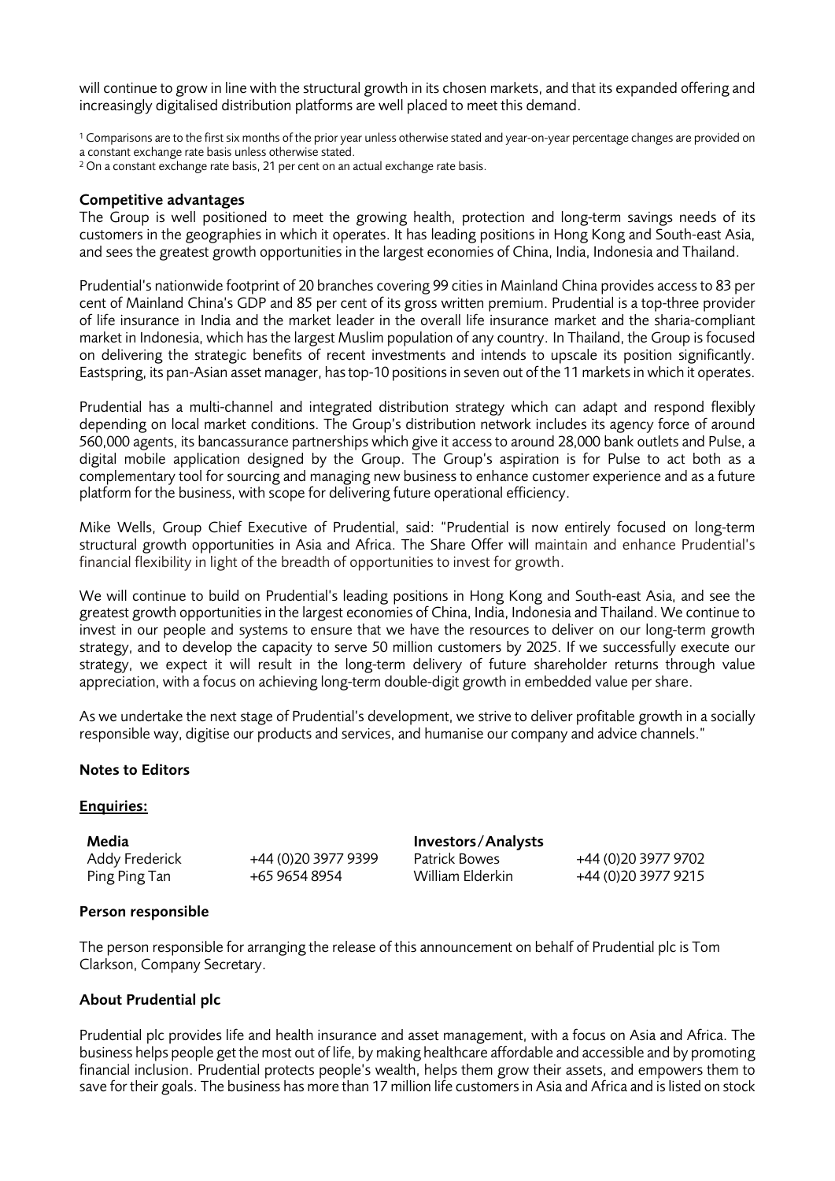will continue to grow in line with the structural growth in its chosen markets, and that its expanded offering and increasingly digitalised distribution platforms are well placed to meet this demand.

[1] Comparisons are to the first six months of the prior year unless otherwise stated and year-on-year percentage changes are provided on a constant exchange rate basis unless otherwise stated.
[2] On a constant exchange rate basis, 21 per cent on an actual exchange rate basis.

**Competitive advantages**

The Group is well positioned to meet the growing health, protection and long-term savings needs of its customers in the geographies in which it operates. It has leading positions in Hong Kong and South-east Asia, and sees the greatest growth opportunities in the largest economies of China, India, Indonesia and Thailand.

Prudential's nationwide footprint of 20 branches covering 99 cities in Mainland China provides access to 83 per cent of Mainland China's GDP and 85 per cent of its gross written premium. Prudential is a top-three provider of life insurance in India and the market leader in the overall life insurance market and the sharia-compliant market in Indonesia, which has the largest Muslim population of any country. In Thailand, the Group is focused on delivering the strategic benefits of recent investments and intends to upscale its position significantly. Eastspring, its pan-Asian asset manager, has top-10 positions in seven out of the 11 markets in which it operates.

Prudential has a multi-channel and integrated distribution strategy which can adapt and respond flexibly depending on local market conditions. The Group's distribution network includes its agency force of around 560,000 agents, its bancassurance partnerships which give it access to around 28,000 bank outlets and Pulse, a digital mobile application designed by the Group. The Group's aspiration is for Pulse to act both as a complementary tool for sourcing and managing new business to enhance customer experience and as a future platform for the business, with scope for delivering future operational efficiency.

Mike Wells, Group Chief Executive of Prudential, said: "Prudential is now entirely focused on long-term structural growth opportunities in Asia and Africa. The Share Offer will maintain and enhance Prudential's financial flexibility in light of the breadth of opportunities to invest for growth.

We will continue to build on Prudential's leading positions in Hong Kong and South-east Asia, and see the greatest growth opportunities in the largest economies of China, India, Indonesia and Thailand. We continue to invest in our people and systems to ensure that we have the resources to deliver on our long-term growth strategy, and to develop the capacity to serve 50 million customers by 2025. If we successfully execute our strategy, we expect it will result in the long-term delivery of future shareholder returns through value appreciation, with a focus on achieving long-term double-digit growth in embedded value per share.

As we undertake the next stage of Prudential's development, we strive to deliver profitable growth in a socially responsible way, digitise our products and services, and humanise our company and advice channels."

**Notes to Editors**

**Enquiries:**

| **Media** | | **Investors/Analysts** | |
|---|---|---|---|
| Addy Frederick | +44 (0)20 3977 9399 | Patrick Bowes | +44 (0)20 3977 9702 |
| Ping Ping Tan | +65 9654 8954 | William Elderkin | +44 (0)20 3977 9215 |

**Person responsible**

The person responsible for arranging the release of this announcement on behalf of Prudential plc is Tom Clarkson, Company Secretary.

**About Prudential plc**

Prudential plc provides life and health insurance and asset management, with a focus on Asia and Africa. The business helps people get the most out of life, by making healthcare affordable and accessible and by promoting financial inclusion. Prudential protects people's wealth, helps them grow their assets, and empowers them to save for their goals. The business has more than 17 million life customers in Asia and Africa and is listed on stock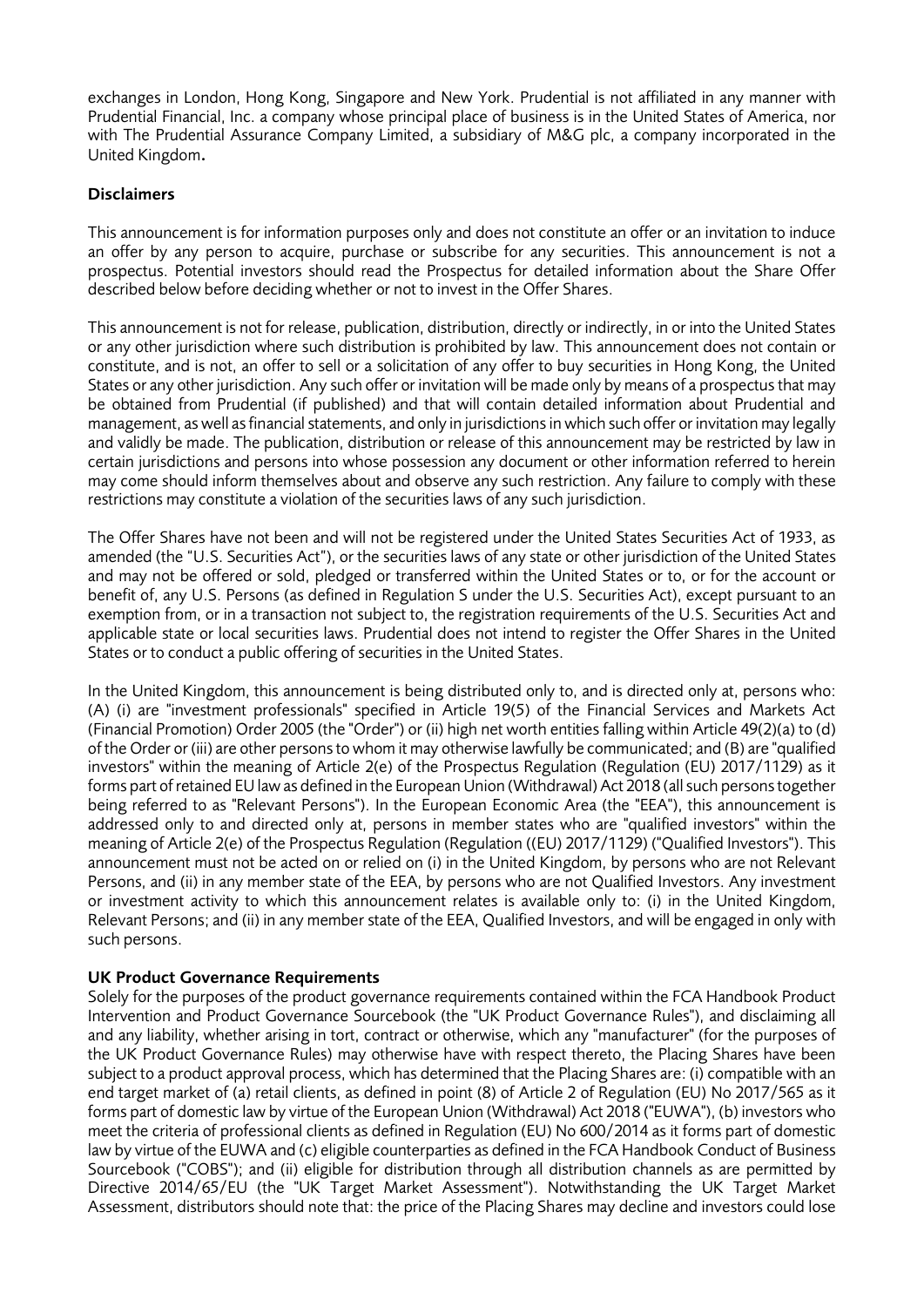exchanges in London, Hong Kong, Singapore and New York. Prudential is not affiliated in any manner with Prudential Financial, Inc. a company whose principal place of business is in the United States of America, nor with The Prudential Assurance Company Limited, a subsidiary of M&G plc, a company incorporated in the United Kingdom.

**Disclaimers**

This announcement is for information purposes only and does not constitute an offer or an invitation to induce an offer by any person to acquire, purchase or subscribe for any securities. This announcement is not a prospectus. Potential investors should read the Prospectus for detailed information about the Share Offer described below before deciding whether or not to invest in the Offer Shares.

This announcement is not for release, publication, distribution, directly or indirectly, in or into the United States or any other jurisdiction where such distribution is prohibited by law. This announcement does not contain or constitute, and is not, an offer to sell or a solicitation of any offer to buy securities in Hong Kong, the United States or any other jurisdiction. Any such offer or invitation will be made only by means of a prospectus that may be obtained from Prudential (if published) and that will contain detailed information about Prudential and management, as well as financial statements, and only in jurisdictions in which such offer or invitation may legally and validly be made. The publication, distribution or release of this announcement may be restricted by law in certain jurisdictions and persons into whose possession any document or other information referred to herein may come should inform themselves about and observe any such restriction. Any failure to comply with these restrictions may constitute a violation of the securities laws of any such jurisdiction.

The Offer Shares have not been and will not be registered under the United States Securities Act of 1933, as amended (the "U.S. Securities Act"), or the securities laws of any state or other jurisdiction of the United States and may not be offered or sold, pledged or transferred within the United States or to, or for the account or benefit of, any U.S. Persons (as defined in Regulation S under the U.S. Securities Act), except pursuant to an exemption from, or in a transaction not subject to, the registration requirements of the U.S. Securities Act and applicable state or local securities laws. Prudential does not intend to register the Offer Shares in the United States or to conduct a public offering of securities in the United States.

In the United Kingdom, this announcement is being distributed only to, and is directed only at, persons who: (A) (i) are "investment professionals" specified in Article 19(5) of the Financial Services and Markets Act (Financial Promotion) Order 2005 (the "Order") or (ii) high net worth entities falling within Article 49(2)(a) to (d) of the Order or (iii) are other persons to whom it may otherwise lawfully be communicated; and (B) are "qualified investors" within the meaning of Article 2(e) of the Prospectus Regulation (Regulation (EU) 2017/1129) as it forms part of retained EU law as defined in the European Union (Withdrawal) Act 2018 (all such persons together being referred to as "Relevant Persons"). In the European Economic Area (the "EEA"), this announcement is addressed only to and directed only at, persons in member states who are "qualified investors" within the meaning of Article 2(e) of the Prospectus Regulation (Regulation ((EU) 2017/1129) ("Qualified Investors"). This announcement must not be acted on or relied on (i) in the United Kingdom, by persons who are not Relevant Persons, and (ii) in any member state of the EEA, by persons who are not Qualified Investors. Any investment or investment activity to which this announcement relates is available only to: (i) in the United Kingdom, Relevant Persons; and (ii) in any member state of the EEA, Qualified Investors, and will be engaged in only with such persons.

**UK Product Governance Requirements**

Solely for the purposes of the product governance requirements contained within the FCA Handbook Product Intervention and Product Governance Sourcebook (the "UK Product Governance Rules"), and disclaiming all and any liability, whether arising in tort, contract or otherwise, which any "manufacturer" (for the purposes of the UK Product Governance Rules) may otherwise have with respect thereto, the Placing Shares have been subject to a product approval process, which has determined that the Placing Shares are: (i) compatible with an end target market of (a) retail clients, as defined in point (8) of Article 2 of Regulation (EU) No 2017/565 as it forms part of domestic law by virtue of the European Union (Withdrawal) Act 2018 ("EUWA"), (b) investors who meet the criteria of professional clients as defined in Regulation (EU) No 600/2014 as it forms part of domestic law by virtue of the EUWA and (c) eligible counterparties as defined in the FCA Handbook Conduct of Business Sourcebook ("COBS"); and (ii) eligible for distribution through all distribution channels as are permitted by Directive 2014/65/EU (the "UK Target Market Assessment"). Notwithstanding the UK Target Market Assessment, distributors should note that: the price of the Placing Shares may decline and investors could lose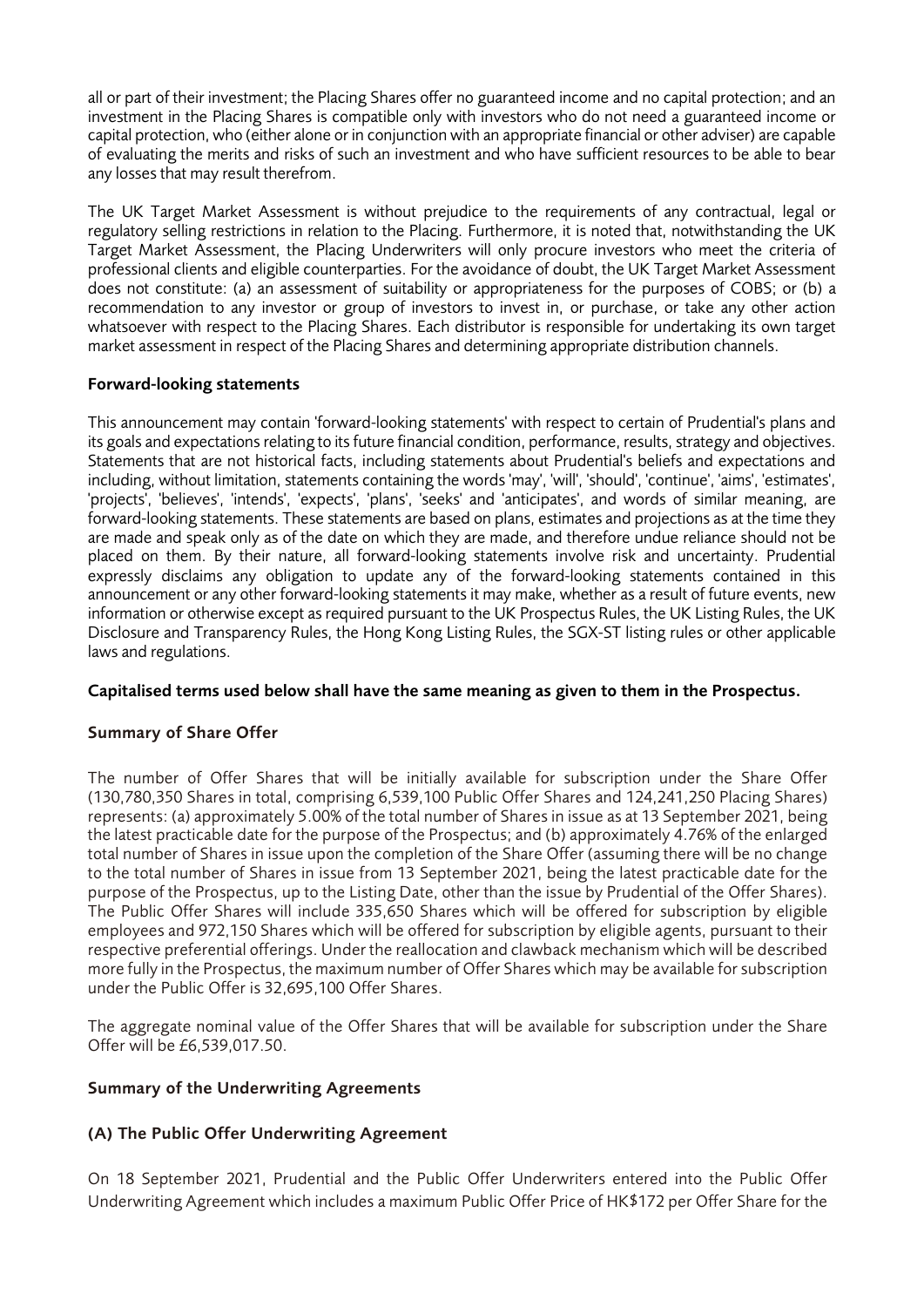all or part of their investment; the Placing Shares offer no guaranteed income and no capital protection; and an investment in the Placing Shares is compatible only with investors who do not need a guaranteed income or capital protection, who (either alone or in conjunction with an appropriate financial or other adviser) are capable of evaluating the merits and risks of such an investment and who have sufficient resources to be able to bear any losses that may result therefrom.

The UK Target Market Assessment is without prejudice to the requirements of any contractual, legal or regulatory selling restrictions in relation to the Placing. Furthermore, it is noted that, notwithstanding the UK Target Market Assessment, the Placing Underwriters will only procure investors who meet the criteria of professional clients and eligible counterparties. For the avoidance of doubt, the UK Target Market Assessment does not constitute: (a) an assessment of suitability or appropriateness for the purposes of COBS; or (b) a recommendation to any investor or group of investors to invest in, or purchase, or take any other action whatsoever with respect to the Placing Shares. Each distributor is responsible for undertaking its own target market assessment in respect of the Placing Shares and determining appropriate distribution channels.

**Forward-looking statements**

This announcement may contain 'forward-looking statements' with respect to certain of Prudential's plans and its goals and expectations relating to its future financial condition, performance, results, strategy and objectives. Statements that are not historical facts, including statements about Prudential's beliefs and expectations and including, without limitation, statements containing the words 'may', 'will', 'should', 'continue', 'aims', 'estimates', 'projects', 'believes', 'intends', 'expects', 'plans', 'seeks' and 'anticipates', and words of similar meaning, are forward-looking statements. These statements are based on plans, estimates and projections as at the time they are made and speak only as of the date on which they are made, and therefore undue reliance should not be placed on them. By their nature, all forward-looking statements involve risk and uncertainty. Prudential expressly disclaims any obligation to update any of the forward-looking statements contained in this announcement or any other forward-looking statements it may make, whether as a result of future events, new information or otherwise except as required pursuant to the UK Prospectus Rules, the UK Listing Rules, the UK Disclosure and Transparency Rules, the Hong Kong Listing Rules, the SGX-ST listing rules or other applicable laws and regulations.

**Capitalised terms used below shall have the same meaning as given to them in the Prospectus.**

**Summary of Share Offer**

The number of Offer Shares that will be initially available for subscription under the Share Offer (130,780,350 Shares in total, comprising 6,539,100 Public Offer Shares and 124,241,250 Placing Shares) represents: (a) approximately 5.00% of the total number of Shares in issue as at 13 September 2021, being the latest practicable date for the purpose of the Prospectus; and (b) approximately 4.76% of the enlarged total number of Shares in issue upon the completion of the Share Offer (assuming there will be no change to the total number of Shares in issue from 13 September 2021, being the latest practicable date for the purpose of the Prospectus, up to the Listing Date, other than the issue by Prudential of the Offer Shares). The Public Offer Shares will include 335,650 Shares which will be offered for subscription by eligible employees and 972,150 Shares which will be offered for subscription by eligible agents, pursuant to their respective preferential offerings. Under the reallocation and clawback mechanism which will be described more fully in the Prospectus, the maximum number of Offer Shares which may be available for subscription under the Public Offer is 32,695,100 Offer Shares.

The aggregate nominal value of the Offer Shares that will be available for subscription under the Share Offer will be £6,539,017.50.

**Summary of the Underwriting Agreements**

**(A) The Public Offer Underwriting Agreement**

On 18 September 2021, Prudential and the Public Offer Underwriters entered into the Public Offer Underwriting Agreement which includes a maximum Public Offer Price of HK$172 per Offer Share for the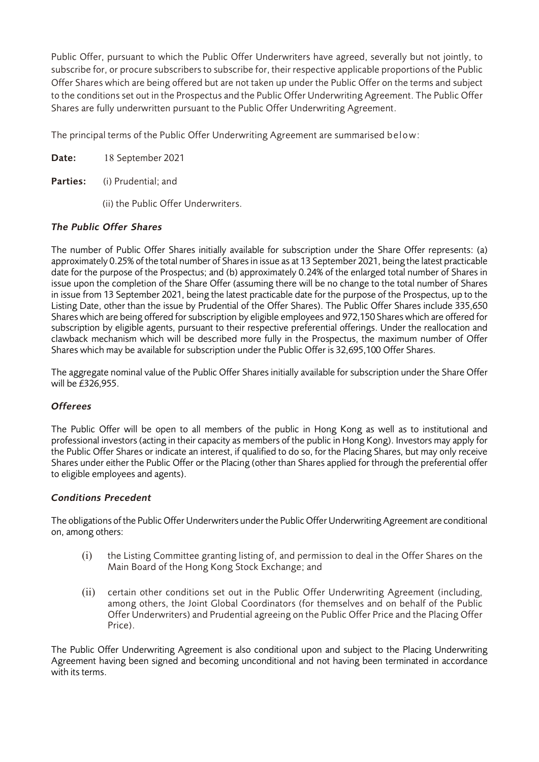Public Offer, pursuant to which the Public Offer Underwriters have agreed, severally but not jointly, to subscribe for, or procure subscribers to subscribe for, their respective applicable proportions of the Public Offer Shares which are being offered but are not taken up under the Public Offer on the terms and subject to the conditions set out in the Prospectus and the Public Offer Underwriting Agreement. The Public Offer Shares are fully underwritten pursuant to the Public Offer Underwriting Agreement.

The principal terms of the Public Offer Underwriting Agreement are summarised below:

**Date:** 18 September 2021

**Parties:** (i) Prudential; and

(ii) the Public Offer Underwriters.

### *The Public Offer Shares*

The number of Public Offer Shares initially available for subscription under the Share Offer represents: (a) approximately 0.25% of the total number of Shares in issue as at 13 September 2021, being the latest practicable date for the purpose of the Prospectus; and (b) approximately 0.24% of the enlarged total number of Shares in issue upon the completion of the Share Offer (assuming there will be no change to the total number of Shares in issue from 13 September 2021, being the latest practicable date for the purpose of the Prospectus, up to the Listing Date, other than the issue by Prudential of the Offer Shares). The Public Offer Shares include 335,650 Shares which are being offered for subscription by eligible employees and 972,150 Shares which are offered for subscription by eligible agents, pursuant to their respective preferential offerings. Under the reallocation and clawback mechanism which will be described more fully in the Prospectus, the maximum number of Offer Shares which may be available for subscription under the Public Offer is 32,695,100 Offer Shares.

The aggregate nominal value of the Public Offer Shares initially available for subscription under the Share Offer will be £326,955.

### *Offerees*

The Public Offer will be open to all members of the public in Hong Kong as well as to institutional and professional investors (acting in their capacity as members of the public in Hong Kong). Investors may apply for the Public Offer Shares or indicate an interest, if qualified to do so, for the Placing Shares, but may only receive Shares under either the Public Offer or the Placing (other than Shares applied for through the preferential offer to eligible employees and agents).

### *Conditions Precedent*

The obligations of the Public Offer Underwriters under the Public Offer Underwriting Agreement are conditional on, among others:

(i) the Listing Committee granting listing of, and permission to deal in the Offer Shares on the Main Board of the Hong Kong Stock Exchange; and

(ii) certain other conditions set out in the Public Offer Underwriting Agreement (including, among others, the Joint Global Coordinators (for themselves and on behalf of the Public Offer Underwriters) and Prudential agreeing on the Public Offer Price and the Placing Offer Price).

The Public Offer Underwriting Agreement is also conditional upon and subject to the Placing Underwriting Agreement having been signed and becoming unconditional and not having been terminated in accordance with its terms.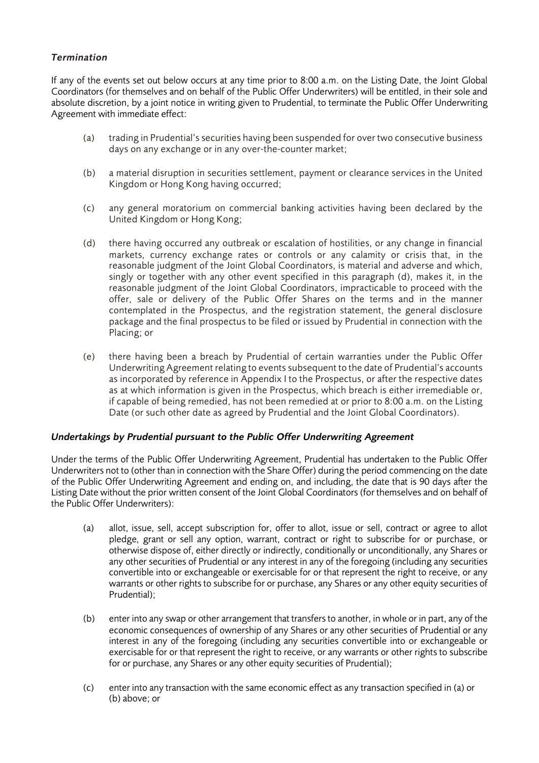### *Termination*

If any of the events set out below occurs at any time prior to 8:00 a.m. on the Listing Date, the Joint Global Coordinators (for themselves and on behalf of the Public Offer Underwriters) will be entitled, in their sole and absolute discretion, by a joint notice in writing given to Prudential, to terminate the Public Offer Underwriting Agreement with immediate effect:

(a) trading in Prudential's securities having been suspended for over two consecutive business days on any exchange or in any over-the-counter market;

(b) a material disruption in securities settlement, payment or clearance services in the United Kingdom or Hong Kong having occurred;

(c) any general moratorium on commercial banking activities having been declared by the United Kingdom or Hong Kong;

(d) there having occurred any outbreak or escalation of hostilities, or any change in financial markets, currency exchange rates or controls or any calamity or crisis that, in the reasonable judgment of the Joint Global Coordinators, is material and adverse and which, singly or together with any other event specified in this paragraph (d), makes it, in the reasonable judgment of the Joint Global Coordinators, impracticable to proceed with the offer, sale or delivery of the Public Offer Shares on the terms and in the manner contemplated in the Prospectus, and the registration statement, the general disclosure package and the final prospectus to be filed or issued by Prudential in connection with the Placing; or

(e) there having been a breach by Prudential of certain warranties under the Public Offer Underwriting Agreement relating to events subsequent to the date of Prudential's accounts as incorporated by reference in Appendix I to the Prospectus, or after the respective dates as at which information is given in the Prospectus, which breach is either irremediable or, if capable of being remedied, has not been remedied at or prior to 8:00 a.m. on the Listing Date (or such other date as agreed by Prudential and the Joint Global Coordinators).

### *Undertakings by Prudential pursuant to the Public Offer Underwriting Agreement*

Under the terms of the Public Offer Underwriting Agreement, Prudential has undertaken to the Public Offer Underwriters not to (other than in connection with the Share Offer) during the period commencing on the date of the Public Offer Underwriting Agreement and ending on, and including, the date that is 90 days after the Listing Date without the prior written consent of the Joint Global Coordinators (for themselves and on behalf of the Public Offer Underwriters):

(a) allot, issue, sell, accept subscription for, offer to allot, issue or sell, contract or agree to allot pledge, grant or sell any option, warrant, contract or right to subscribe for or purchase, or otherwise dispose of, either directly or indirectly, conditionally or unconditionally, any Shares or any other securities of Prudential or any interest in any of the foregoing (including any securities convertible into or exchangeable or exercisable for or that represent the right to receive, or any warrants or other rights to subscribe for or purchase, any Shares or any other equity securities of Prudential);

(b) enter into any swap or other arrangement that transfers to another, in whole or in part, any of the economic consequences of ownership of any Shares or any other securities of Prudential or any interest in any of the foregoing (including any securities convertible into or exchangeable or exercisable for or that represent the right to receive, or any warrants or other rights to subscribe for or purchase, any Shares or any other equity securities of Prudential);

(c) enter into any transaction with the same economic effect as any transaction specified in (a) or (b) above; or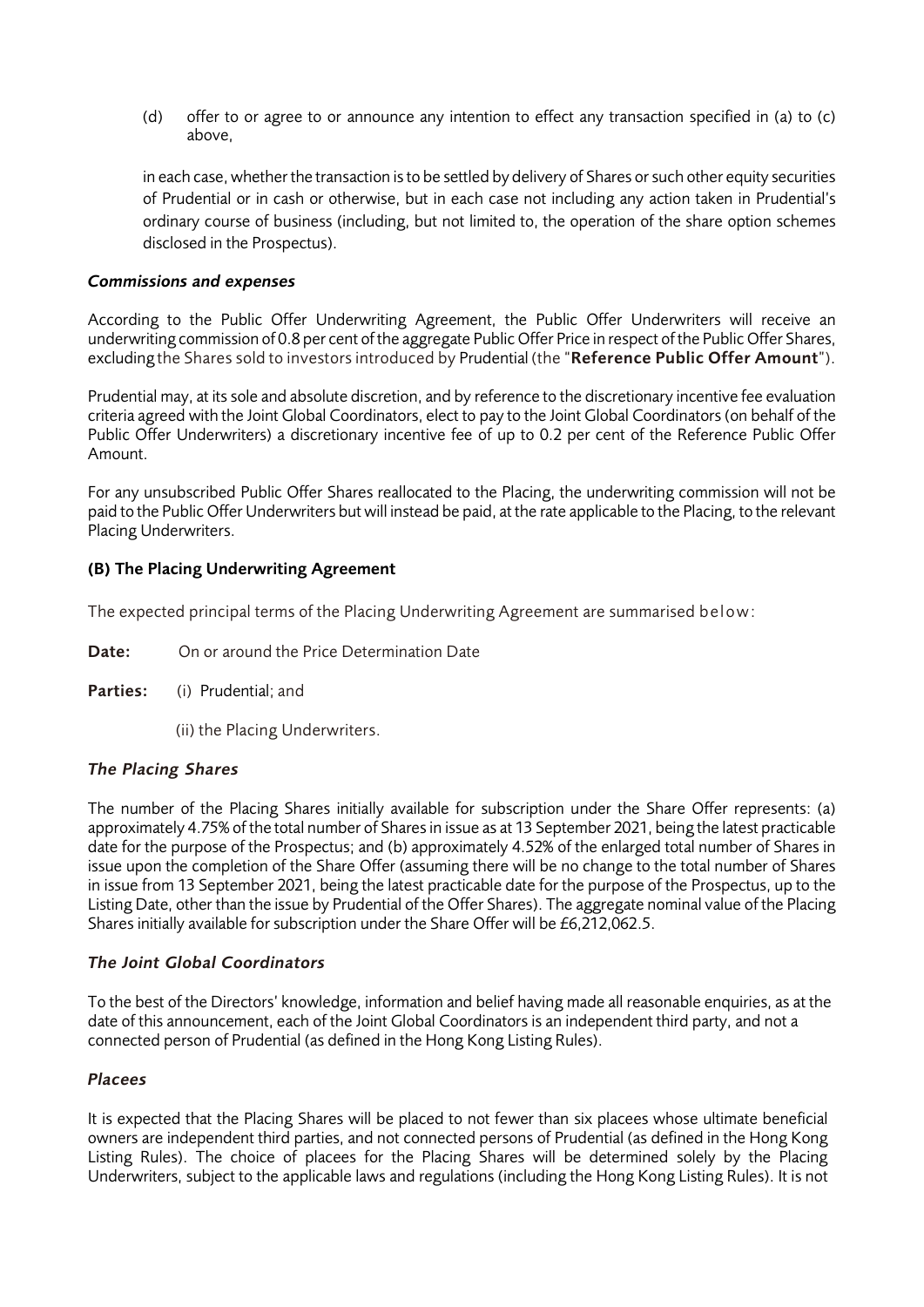(d) offer to or agree to or announce any intention to effect any transaction specified in (a) to (c) above,

in each case, whether the transaction is to be settled by delivery of Shares or such other equity securities of Prudential or in cash or otherwise, but in each case not including any action taken in Prudential's ordinary course of business (including, but not limited to, the operation of the share option schemes disclosed in the Prospectus).

### *Commissions and expenses*

According to the Public Offer Underwriting Agreement, the Public Offer Underwriters will receive an underwriting commission of 0.8 per cent of the aggregate Public Offer Price in respect of the Public Offer Shares, excluding the Shares sold to investors introduced by Prudential (the "**Reference Public Offer Amount**").

Prudential may, at its sole and absolute discretion, and by reference to the discretionary incentive fee evaluation criteria agreed with the Joint Global Coordinators, elect to pay to the Joint Global Coordinators (on behalf of the Public Offer Underwriters) a discretionary incentive fee of up to 0.2 per cent of the Reference Public Offer Amount.

For any unsubscribed Public Offer Shares reallocated to the Placing, the underwriting commission will not be paid to the Public Offer Underwriters but will instead be paid, at the rate applicable to the Placing, to the relevant Placing Underwriters.

### (B) The Placing Underwriting Agreement

The expected principal terms of the Placing Underwriting Agreement are summarised below:

**Date:** On or around the Price Determination Date

**Parties:** (i) Prudential; and

(ii) the Placing Underwriters.

### *The Placing Shares*

The number of the Placing Shares initially available for subscription under the Share Offer represents: (a) approximately 4.75% of the total number of Shares in issue as at 13 September 2021, being the latest practicable date for the purpose of the Prospectus; and (b) approximately 4.52% of the enlarged total number of Shares in issue upon the completion of the Share Offer (assuming there will be no change to the total number of Shares in issue from 13 September 2021, being the latest practicable date for the purpose of the Prospectus, up to the Listing Date, other than the issue by Prudential of the Offer Shares). The aggregate nominal value of the Placing Shares initially available for subscription under the Share Offer will be £6,212,062.5.

### *The Joint Global Coordinators*

To the best of the Directors' knowledge, information and belief having made all reasonable enquiries, as at the date of this announcement, each of the Joint Global Coordinators is an independent third party, and not a connected person of Prudential (as defined in the Hong Kong Listing Rules).

### *Placees*

It is expected that the Placing Shares will be placed to not fewer than six placees whose ultimate beneficial owners are independent third parties, and not connected persons of Prudential (as defined in the Hong Kong Listing Rules). The choice of placees for the Placing Shares will be determined solely by the Placing Underwriters, subject to the applicable laws and regulations (including the Hong Kong Listing Rules). It is not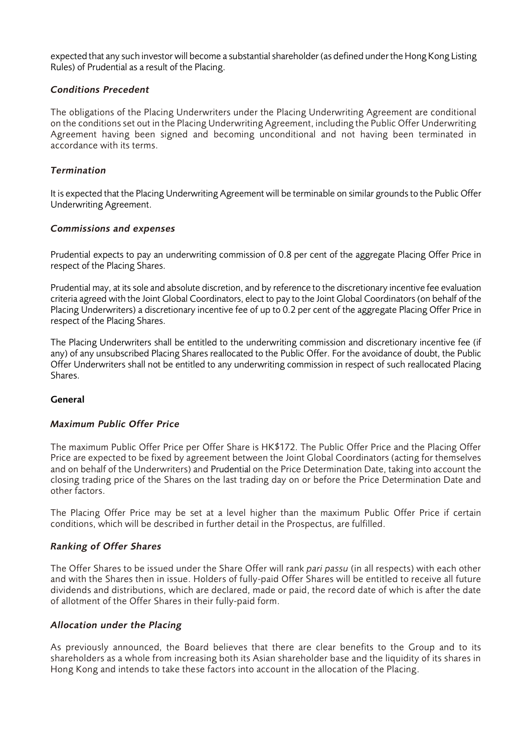expected that any such investor will become a substantial shareholder (as defined under the Hong Kong Listing Rules) of Prudential as a result of the Placing.

### *Conditions Precedent*

The obligations of the Placing Underwriters under the Placing Underwriting Agreement are conditional on the conditions set out in the Placing Underwriting Agreement, including the Public Offer Underwriting Agreement having been signed and becoming unconditional and not having been terminated in accordance with its terms.

### *Termination*

It is expected that the Placing Underwriting Agreement will be terminable on similar grounds to the Public Offer Underwriting Agreement.

### *Commissions and expenses*

Prudential expects to pay an underwriting commission of 0.8 per cent of the aggregate Placing Offer Price in respect of the Placing Shares.

Prudential may, at its sole and absolute discretion, and by reference to the discretionary incentive fee evaluation criteria agreed with the Joint Global Coordinators, elect to pay to the Joint Global Coordinators (on behalf of the Placing Underwriters) a discretionary incentive fee of up to 0.2 per cent of the aggregate Placing Offer Price in respect of the Placing Shares.

The Placing Underwriters shall be entitled to the underwriting commission and discretionary incentive fee (if any) of any unsubscribed Placing Shares reallocated to the Public Offer. For the avoidance of doubt, the Public Offer Underwriters shall not be entitled to any underwriting commission in respect of such reallocated Placing Shares.

## General

### *Maximum Public Offer Price*

The maximum Public Offer Price per Offer Share is HK$172. The Public Offer Price and the Placing Offer Price are expected to be fixed by agreement between the Joint Global Coordinators (acting for themselves and on behalf of the Underwriters) and Prudential on the Price Determination Date, taking into account the closing trading price of the Shares on the last trading day on or before the Price Determination Date and other factors.

The Placing Offer Price may be set at a level higher than the maximum Public Offer Price if certain conditions, which will be described in further detail in the Prospectus, are fulfilled.

### *Ranking of Offer Shares*

The Offer Shares to be issued under the Share Offer will rank *pari passu* (in all respects) with each other and with the Shares then in issue. Holders of fully-paid Offer Shares will be entitled to receive all future dividends and distributions, which are declared, made or paid, the record date of which is after the date of allotment of the Offer Shares in their fully-paid form.

### *Allocation under the Placing*

As previously announced, the Board believes that there are clear benefits to the Group and to its shareholders as a whole from increasing both its Asian shareholder base and the liquidity of its shares in Hong Kong and intends to take these factors into account in the allocation of the Placing.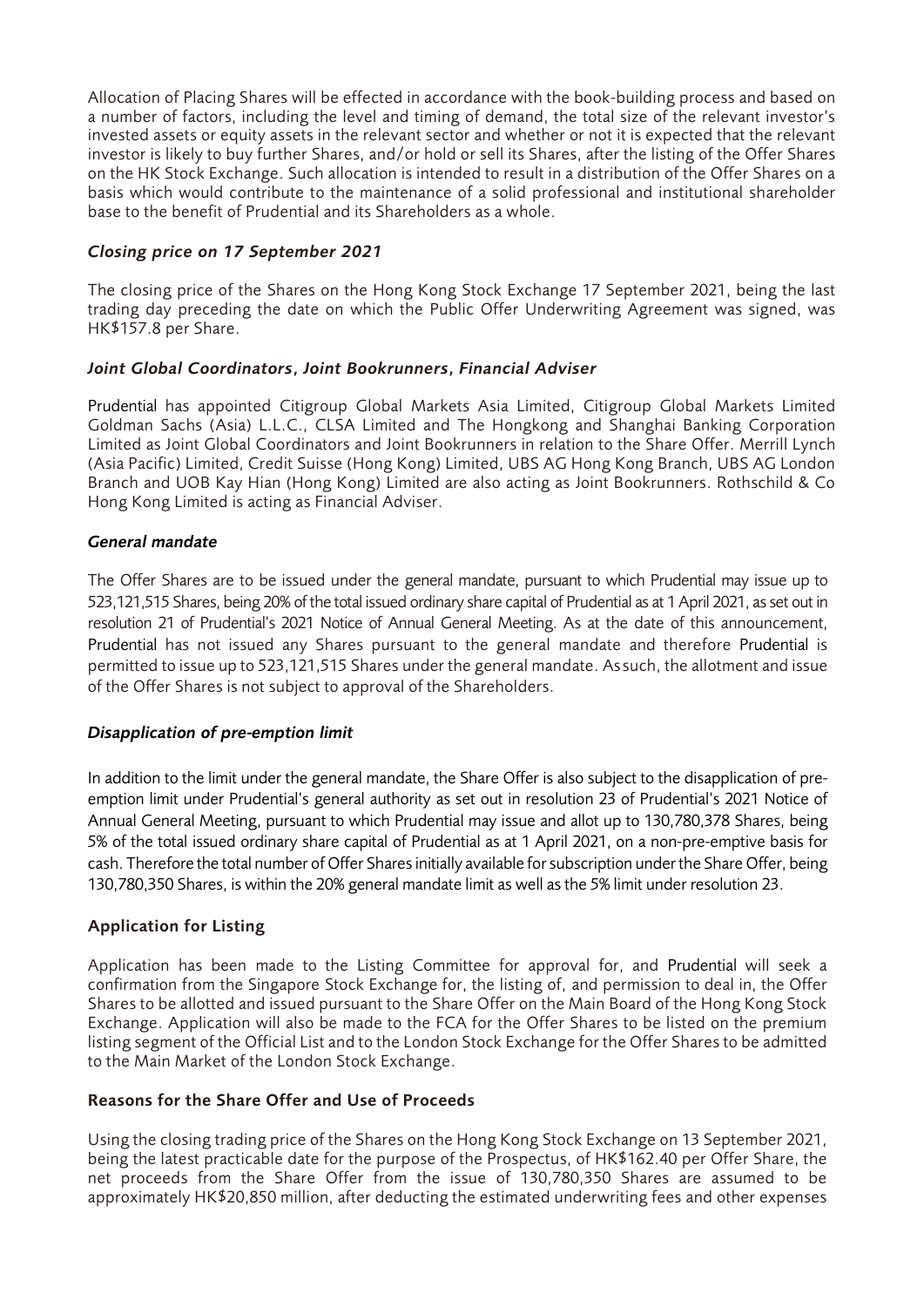Allocation of Placing Shares will be effected in accordance with the book-building process and based on a number of factors, including the level and timing of demand, the total size of the relevant investor's invested assets or equity assets in the relevant sector and whether or not it is expected that the relevant investor is likely to buy further Shares, and/or hold or sell its Shares, after the listing of the Offer Shares on the HK Stock Exchange. Such allocation is intended to result in a distribution of the Offer Shares on a basis which would contribute to the maintenance of a solid professional and institutional shareholder base to the benefit of Prudential and its Shareholders as a whole.

### *Closing price on 17 September 2021*

The closing price of the Shares on the Hong Kong Stock Exchange 17 September 2021, being the last trading day preceding the date on which the Public Offer Underwriting Agreement was signed, was HK$157.8 per Share.

### *Joint Global Coordinators, Joint Bookrunners, Financial Adviser*

Prudential has appointed Citigroup Global Markets Asia Limited, Citigroup Global Markets Limited Goldman Sachs (Asia) L.L.C., CLSA Limited and The Hongkong and Shanghai Banking Corporation Limited as Joint Global Coordinators and Joint Bookrunners in relation to the Share Offer. Merrill Lynch (Asia Pacific) Limited, Credit Suisse (Hong Kong) Limited, UBS AG Hong Kong Branch, UBS AG London Branch and UOB Kay Hian (Hong Kong) Limited are also acting as Joint Bookrunners. Rothschild & Co Hong Kong Limited is acting as Financial Adviser.

### *General mandate*

The Offer Shares are to be issued under the general mandate, pursuant to which Prudential may issue up to 523,121,515 Shares, being 20% of the total issued ordinary share capital of Prudential as at 1 April 2021, as set out in resolution 21 of Prudential's 2021 Notice of Annual General Meeting. As at the date of this announcement, Prudential has not issued any Shares pursuant to the general mandate and therefore Prudential is permitted to issue up to 523,121,515 Shares under the general mandate. As such, the allotment and issue of the Offer Shares is not subject to approval of the Shareholders.

### *Disapplication of pre-emption limit*

In addition to the limit under the general mandate, the Share Offer is also subject to the disapplication of pre-emption limit under Prudential's general authority as set out in resolution 23 of Prudential's 2021 Notice of Annual General Meeting, pursuant to which Prudential may issue and allot up to 130,780,378 Shares, being 5% of the total issued ordinary share capital of Prudential as at 1 April 2021, on a non-pre-emptive basis for cash. Therefore the total number of Offer Shares initially available for subscription under the Share Offer, being 130,780,350 Shares, is within the 20% general mandate limit as well as the 5% limit under resolution 23.

## **Application for Listing**

Application has been made to the Listing Committee for approval for, and Prudential will seek a confirmation from the Singapore Stock Exchange for, the listing of, and permission to deal in, the Offer Shares to be allotted and issued pursuant to the Share Offer on the Main Board of the Hong Kong Stock Exchange. Application will also be made to the FCA for the Offer Shares to be listed on the premium listing segment of the Official List and to the London Stock Exchange for the Offer Shares to be admitted to the Main Market of the London Stock Exchange.

## **Reasons for the Share Offer and Use of Proceeds**

Using the closing trading price of the Shares on the Hong Kong Stock Exchange on 13 September 2021, being the latest practicable date for the purpose of the Prospectus, of HK$162.40 per Offer Share, the net proceeds from the Share Offer from the issue of 130,780,350 Shares are assumed to be approximately HK$20,850 million, after deducting the estimated underwriting fees and other expenses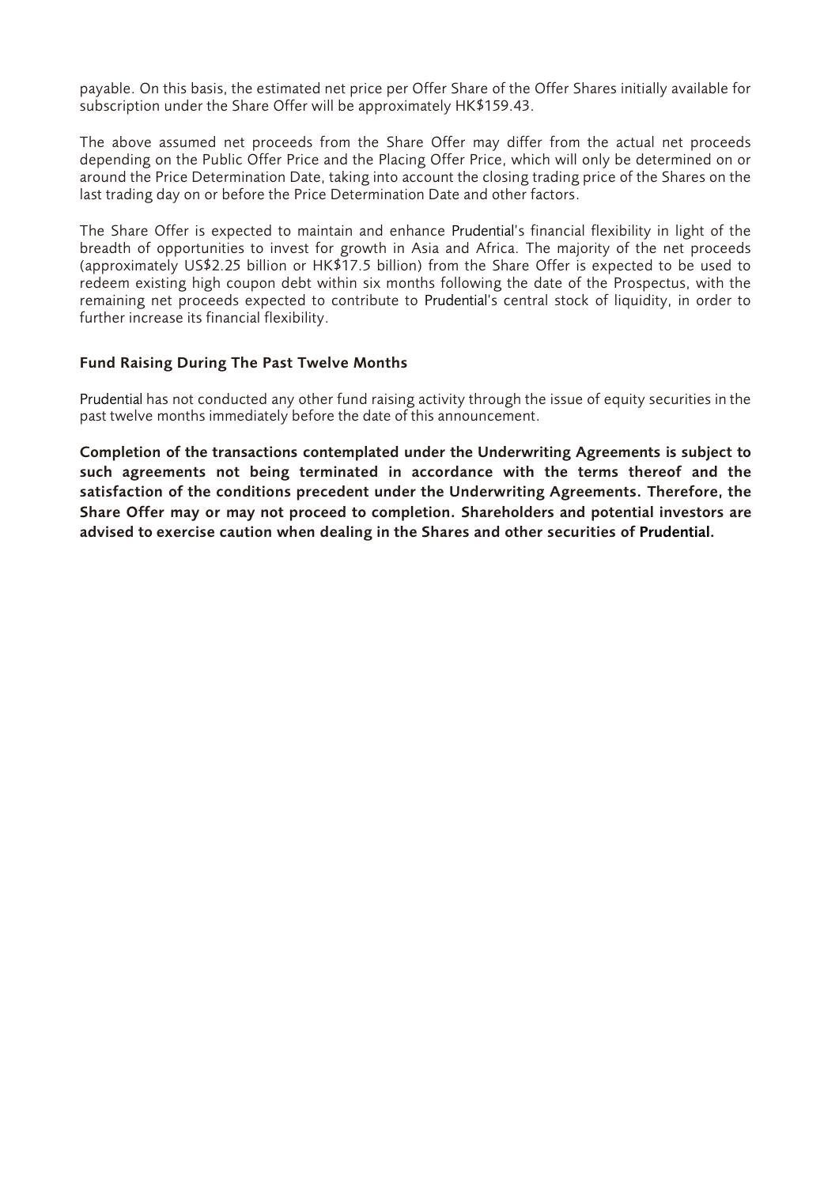payable. On this basis, the estimated net price per Offer Share of the Offer Shares initially available for subscription under the Share Offer will be approximately HK$159.43.

The above assumed net proceeds from the Share Offer may differ from the actual net proceeds depending on the Public Offer Price and the Placing Offer Price, which will only be determined on or around the Price Determination Date, taking into account the closing trading price of the Shares on the last trading day on or before the Price Determination Date and other factors.

The Share Offer is expected to maintain and enhance Prudential's financial flexibility in light of the breadth of opportunities to invest for growth in Asia and Africa. The majority of the net proceeds (approximately US$2.25 billion or HK$17.5 billion) from the Share Offer is expected to be used to redeem existing high coupon debt within six months following the date of the Prospectus, with the remaining net proceeds expected to contribute to Prudential's central stock of liquidity, in order to further increase its financial flexibility.

## Fund Raising During The Past Twelve Months

Prudential has not conducted any other fund raising activity through the issue of equity securities in the past twelve months immediately before the date of this announcement.

**Completion of the transactions contemplated under the Underwriting Agreements is subject to such agreements not being terminated in accordance with the terms thereof and the satisfaction of the conditions precedent under the Underwriting Agreements. Therefore, the Share Offer may or may not proceed to completion. Shareholders and potential investors are advised to exercise caution when dealing in the Shares and other securities of Prudential.**